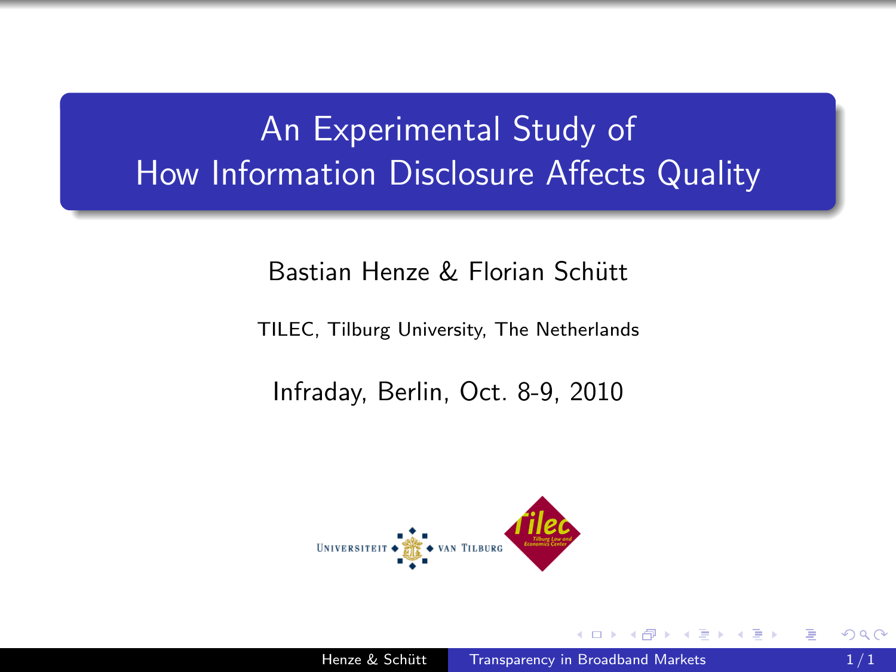# An Experimental Study of How Information Disclosure Affects Quality

Bastian Henze & Florian Schütt

TILEC, Tilburg University, The Netherlands

Infraday, Berlin, Oct. 8-9, 2010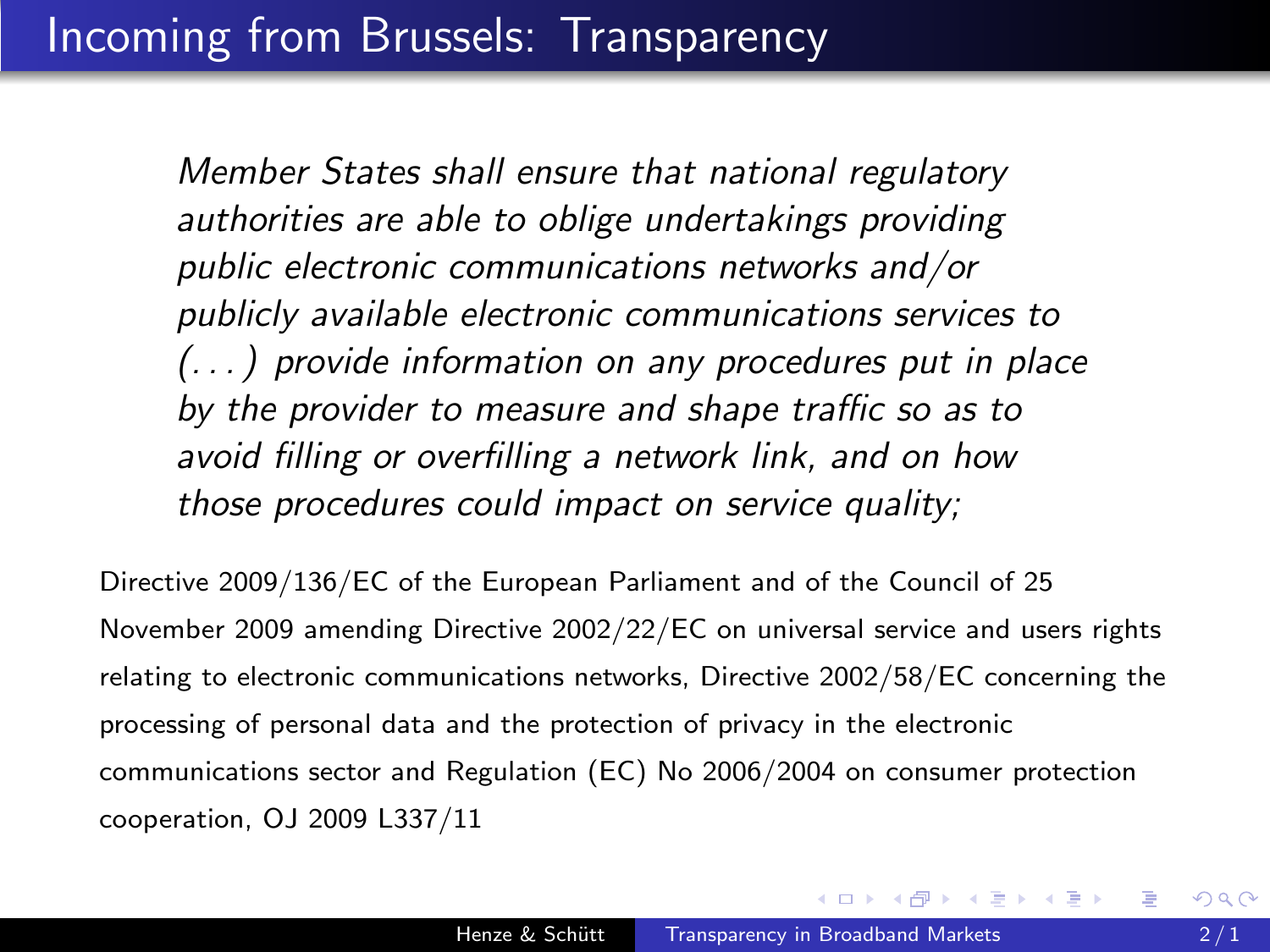# Incoming from Brussels: Transparency

> *Member States shall ensure that national regulatory authorities are able to oblige undertakings providing public electronic communications networks and/or publicly available electronic communications services to (. . . ) provide information on any procedures put in place by the provider to measure and shape traffic so as to avoid filling or overfilling a network link, and on how those procedures could impact on service quality;*

Directive 2009/136/EC of the European Parliament and of the Council of 25 November 2009 amending Directive 2002/22/EC on universal service and users rights relating to electronic communications networks, Directive 2002/58/EC concerning the processing of personal data and the protection of privacy in the electronic communications sector and Regulation (EC) No 2006/2004 on consumer protection cooperation, OJ 2009 L337/11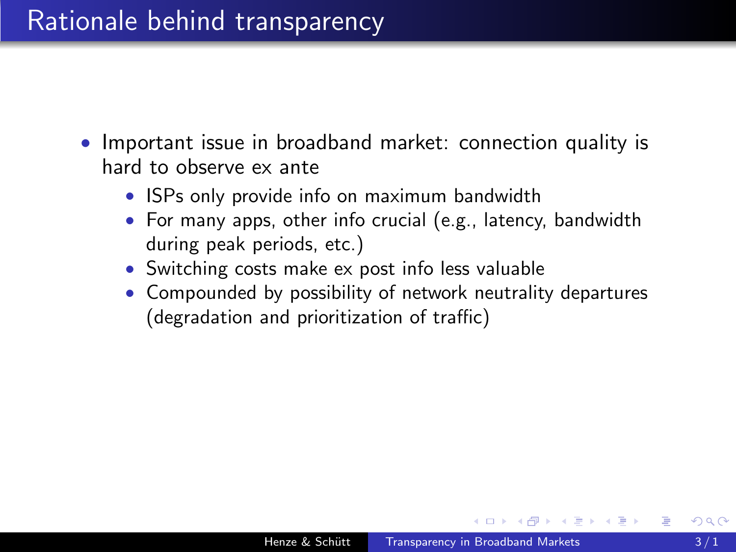# Rationale behind transparency

- Important issue in broadband market: connection quality is hard to observe ex ante
  - ISPs only provide info on maximum bandwidth
  - For many apps, other info crucial (e.g., latency, bandwidth during peak periods, etc.)
  - Switching costs make ex post info less valuable
  - Compounded by possibility of network neutrality departures (degradation and prioritization of traffic)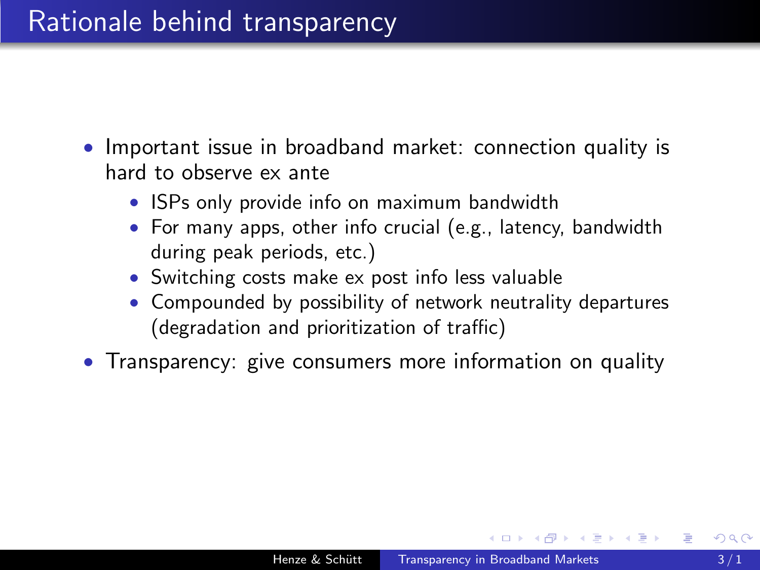# Rationale behind transparency

- Important issue in broadband market: connection quality is hard to observe ex ante
  - ISPs only provide info on maximum bandwidth
  - For many apps, other info crucial (e.g., latency, bandwidth during peak periods, etc.)
  - Switching costs make ex post info less valuable
  - Compounded by possibility of network neutrality departures (degradation and prioritization of traffic)
- Transparency: give consumers more information on quality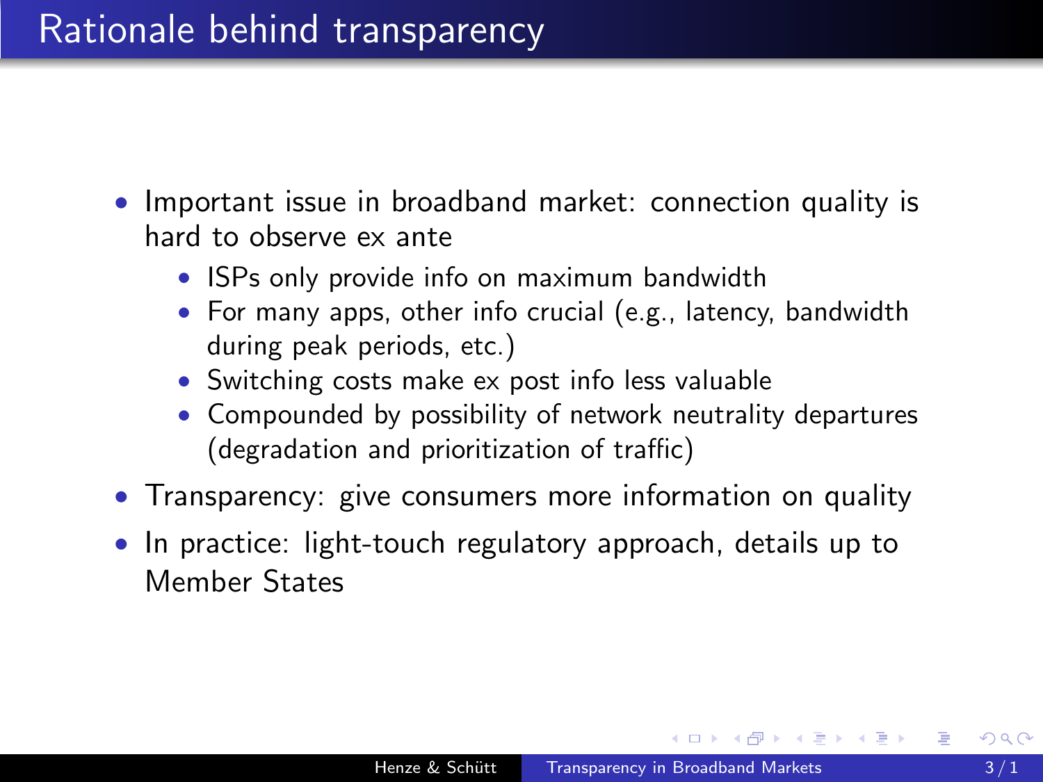# Rationale behind transparency

- Important issue in broadband market: connection quality is hard to observe ex ante
  - ISPs only provide info on maximum bandwidth
  - For many apps, other info crucial (e.g., latency, bandwidth during peak periods, etc.)
  - Switching costs make ex post info less valuable
  - Compounded by possibility of network neutrality departures (degradation and prioritization of traffic)
- Transparency: give consumers more information on quality
- In practice: light-touch regulatory approach, details up to Member States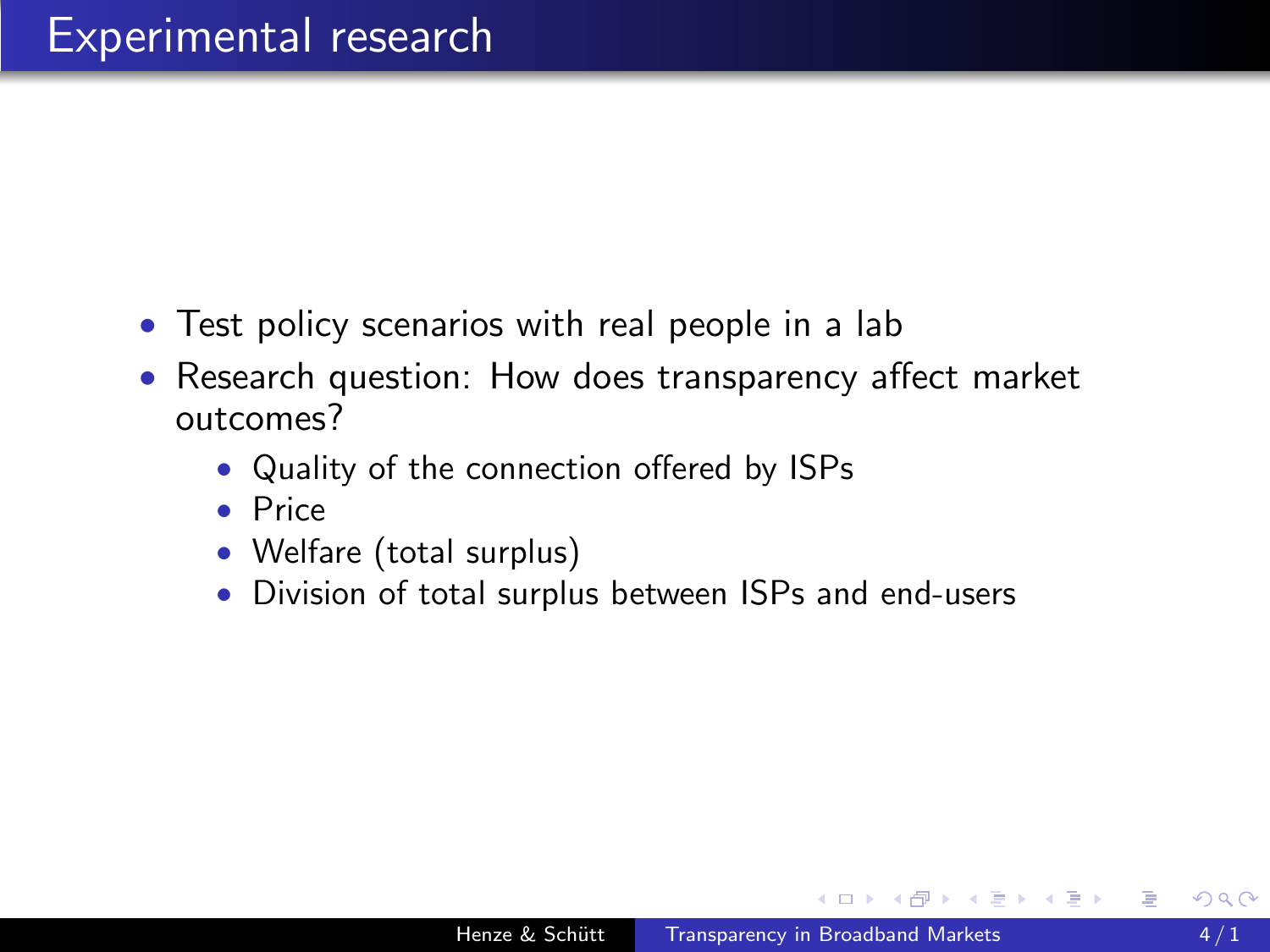# Experimental research

- Test policy scenarios with real people in a lab
- Research question: How does transparency affect market outcomes?
  - Quality of the connection offered by ISPs
  - Price
  - Welfare (total surplus)
  - Division of total surplus between ISPs and end-users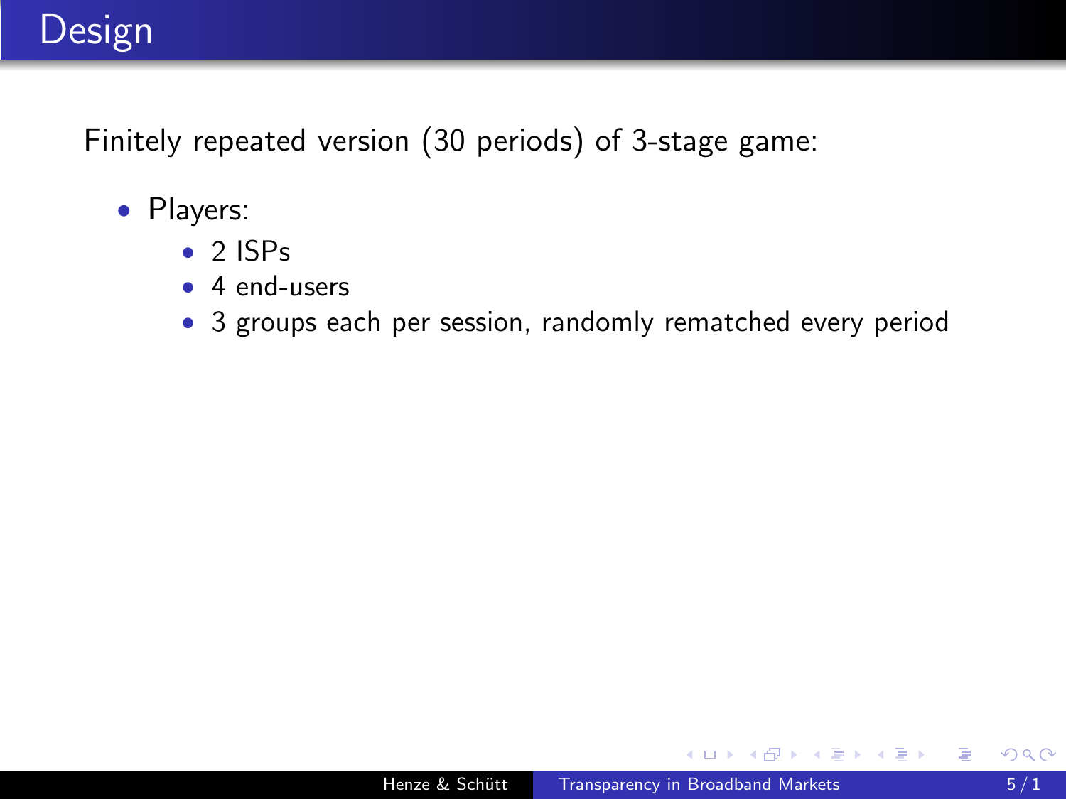# Design

Finitely repeated version (30 periods) of 3-stage game:

- Players:
  - 2 ISPs
  - 4 end-users
  - 3 groups each per session, randomly rematched every period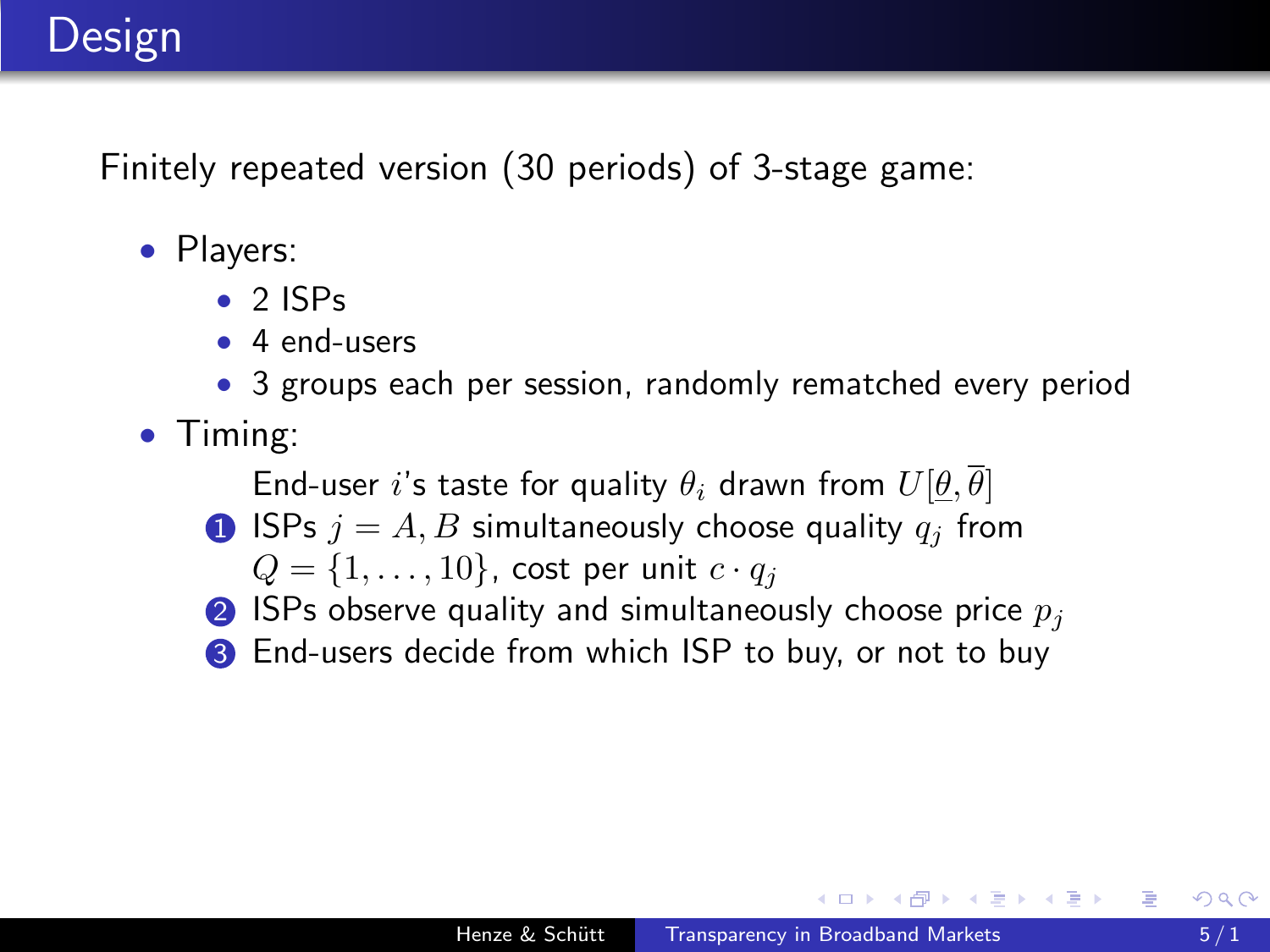# Design

Finitely repeated version (30 periods) of 3-stage game:

- Players:
  - 2 ISPs
  - 4 end-users
  - 3 groups each per session, randomly rematched every period
- Timing:

  End-user $i$'s taste for quality $\theta_i$ drawn from $U[\underline{\theta}, \overline{\theta}]$

  1. ISPs $j = A, B$ simultaneously choose quality $q_j$ from $Q = \{1, \ldots, 10\}$, cost per unit $c \cdot q_j$
  2. ISPs observe quality and simultaneously choose price $p_j$
  3. End-users decide from which ISP to buy, or not to buy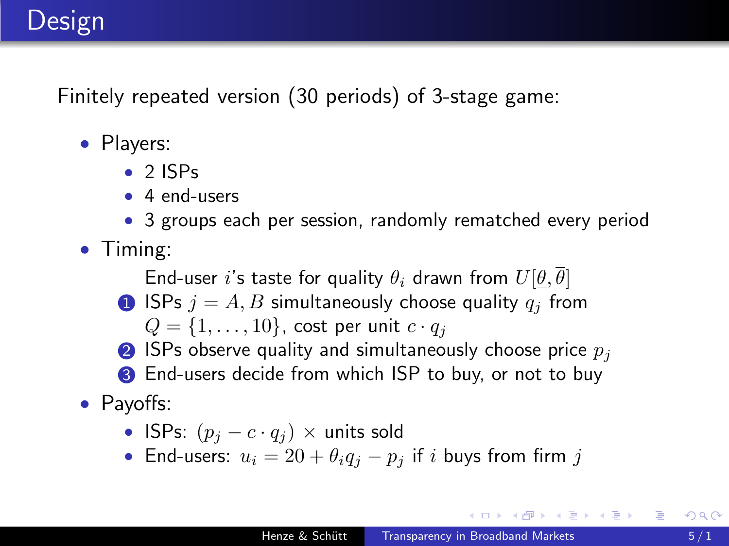# Design

Finitely repeated version (30 periods) of 3-stage game:

- Players:
  - 2 ISPs
  - 4 end-users
  - 3 groups each per session, randomly rematched every period
- Timing:

  End-user $i$'s taste for quality $\theta_i$ drawn from $U[\underline{\theta}, \overline{\theta}]$

  1. ISPs $j = A, B$ simultaneously choose quality $q_j$ from $Q = \{1, \ldots, 10\}$, cost per unit $c \cdot q_j$
  2. ISPs observe quality and simultaneously choose price $p_j$
  3. End-users decide from which ISP to buy, or not to buy
- Payoffs:
  - ISPs: $(p_j - c \cdot q_j) \times$ units sold
  - End-users: $u_i = 20 + \theta_i q_j - p_j$ if $i$ buys from firm $j$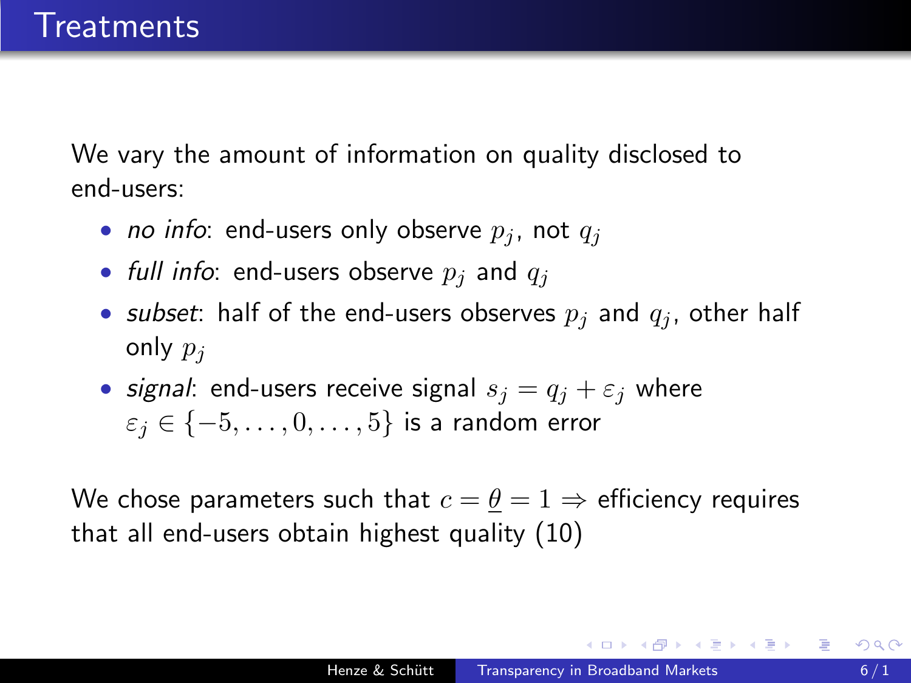# Treatments

We vary the amount of information on quality disclosed to end-users:

- *no info*: end-users only observe $p_j$, not $q_j$
- *full info*: end-users observe $p_j$ and $q_j$
- *subset*: half of the end-users observes $p_j$ and $q_j$, other half only $p_j$
- *signal*: end-users receive signal $s_j = q_j + \varepsilon_j$ where $\varepsilon_j \in \{-5, \ldots, 0, \ldots, 5\}$ is a random error

We chose parameters such that $c = \underline{\theta} = 1 \Rightarrow$ efficiency requires that all end-users obtain highest quality (10)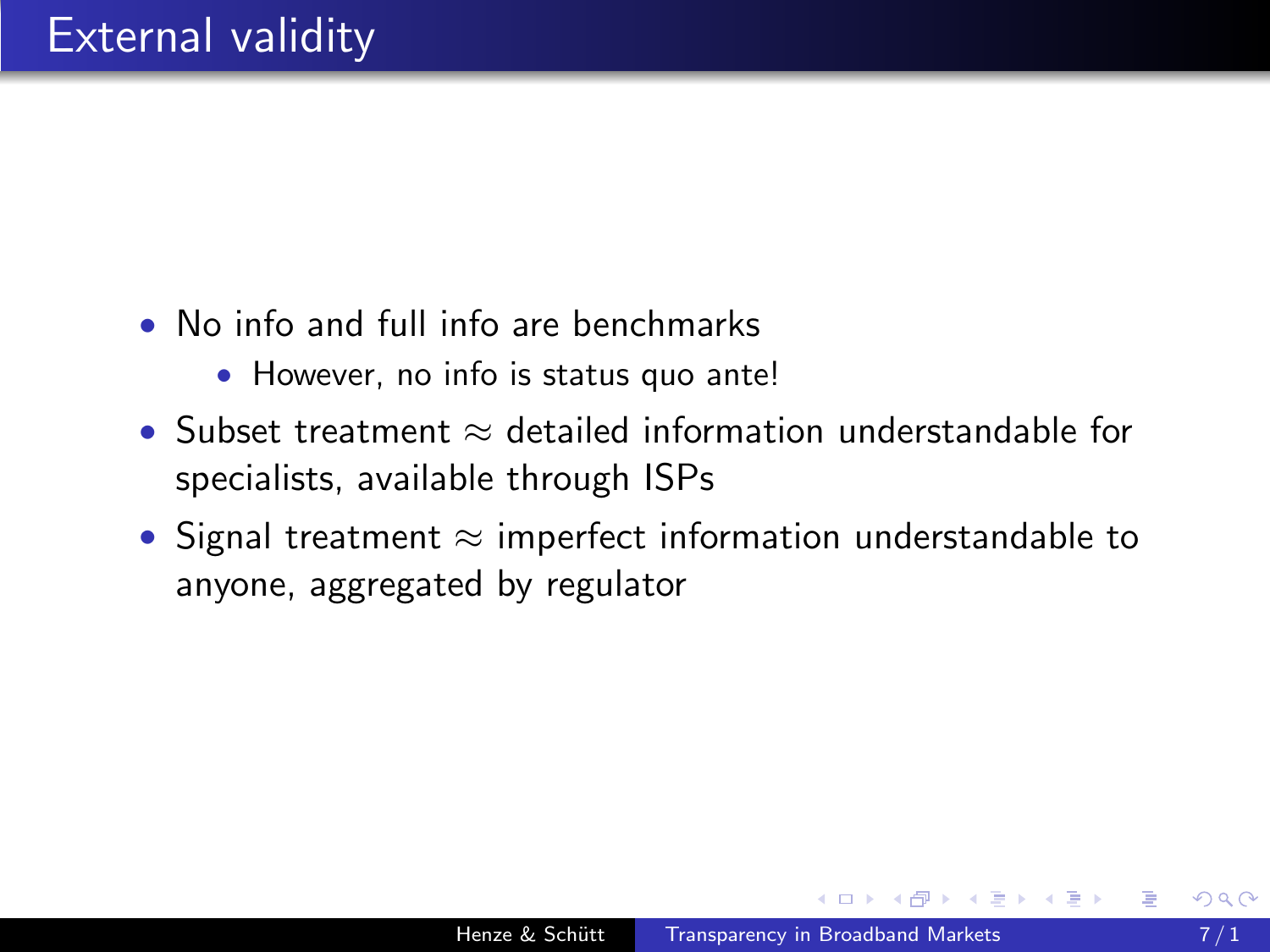# External validity

- No info and full info are benchmarks
  - However, no info is status quo ante!
- Subset treatment $\approx$ detailed information understandable for specialists, available through ISPs
- Signal treatment $\approx$ imperfect information understandable to anyone, aggregated by regulator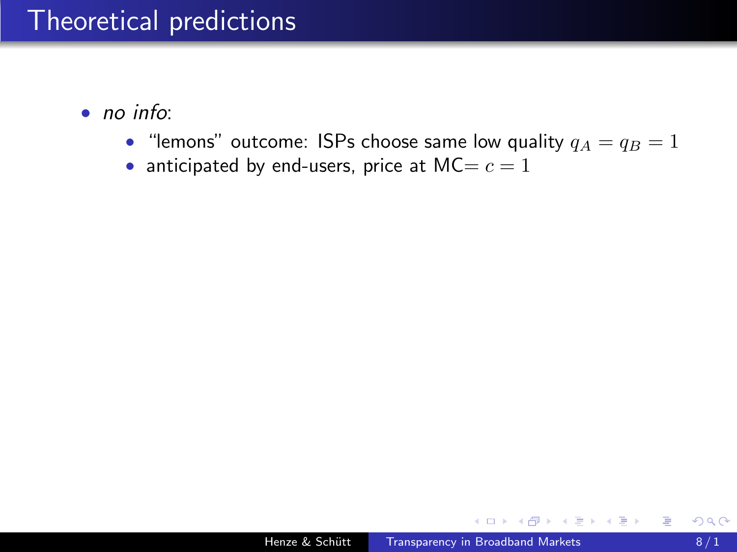# Theoretical predictions

- *no info*:
  - “lemons” outcome: ISPs choose same low quality $q_A = q_B = 1$
  - anticipated by end-users, price at MC$= c = 1$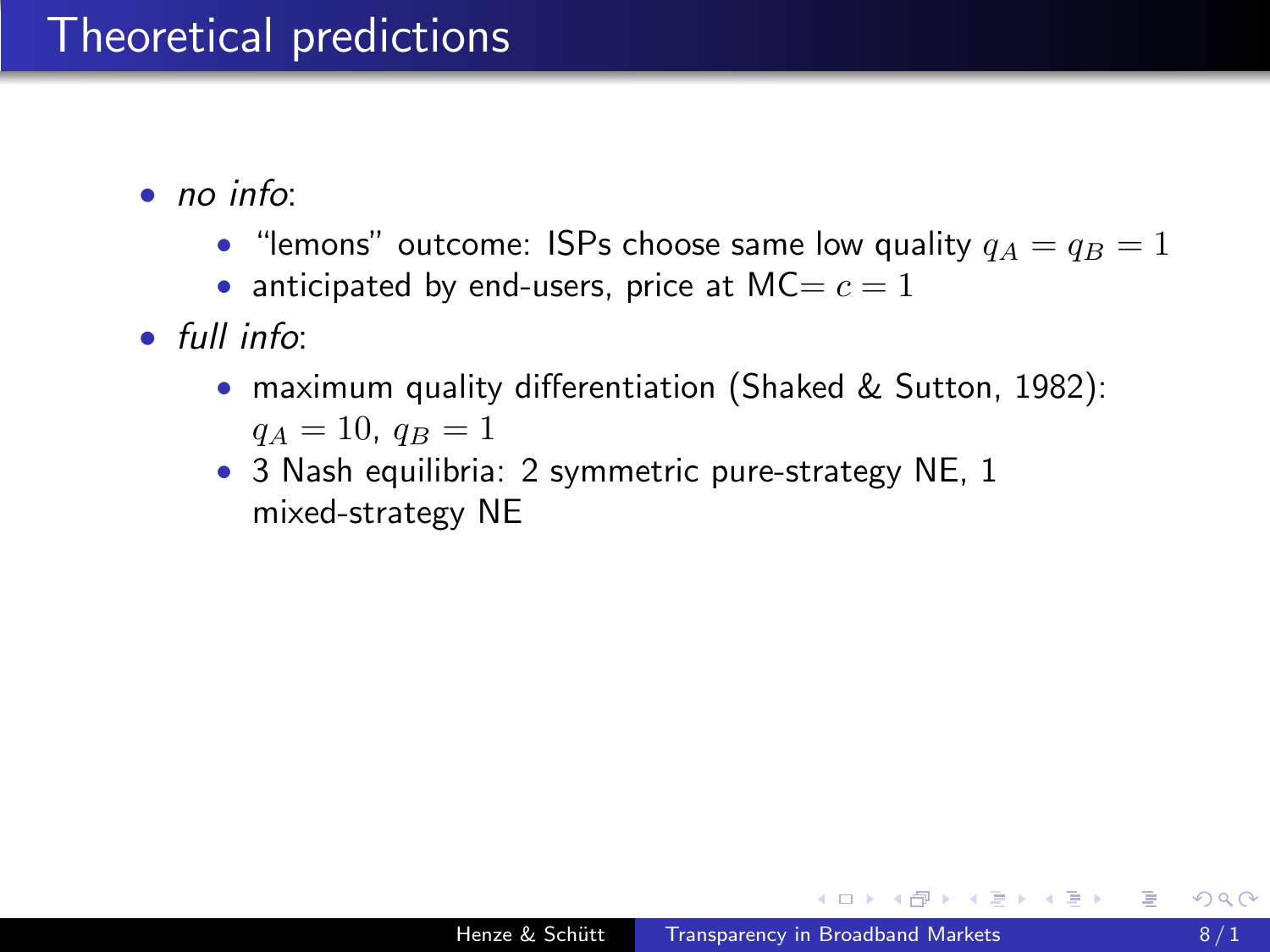# Theoretical predictions

- *no info*:
  - “lemons” outcome: ISPs choose same low quality $q_A = q_B = 1$
  - anticipated by end-users, price at MC$= c = 1$
- *full info*:
  - maximum quality differentiation (Shaked & Sutton, 1982): $q_A = 10$, $q_B = 1$
  - 3 Nash equilibria: 2 symmetric pure-strategy NE, 1 mixed-strategy NE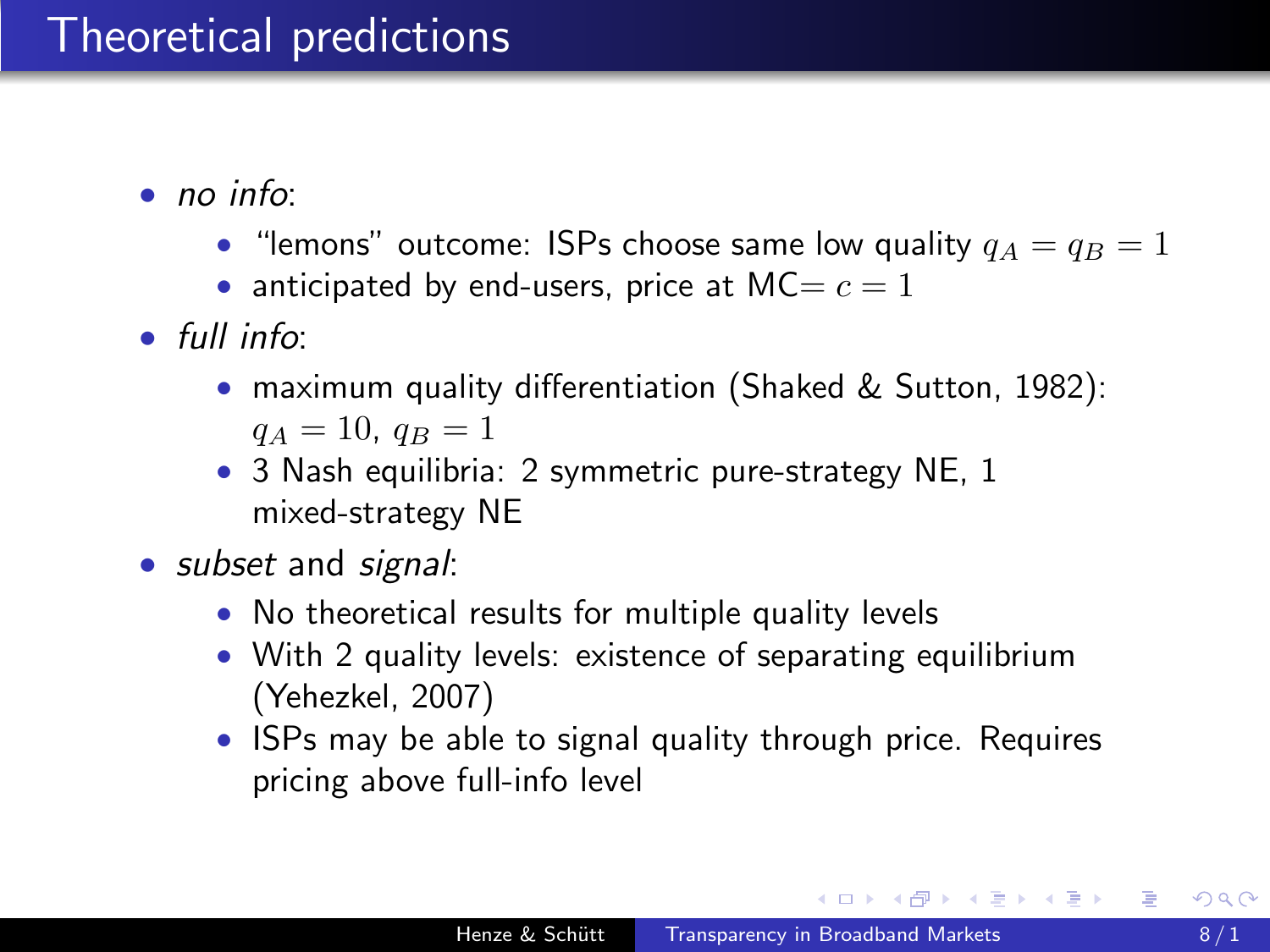# Theoretical predictions

- *no info*:
  - "lemons" outcome: ISPs choose same low quality $q_A = q_B = 1$
  - anticipated by end-users, price at MC$= c = 1$
- *full info*:
  - maximum quality differentiation (Shaked & Sutton, 1982): $q_A = 10$, $q_B = 1$
  - 3 Nash equilibria: 2 symmetric pure-strategy NE, 1 mixed-strategy NE
- *subset* and *signal*:
  - No theoretical results for multiple quality levels
  - With 2 quality levels: existence of separating equilibrium (Yehezkel, 2007)
  - ISPs may be able to signal quality through price. Requires pricing above full-info level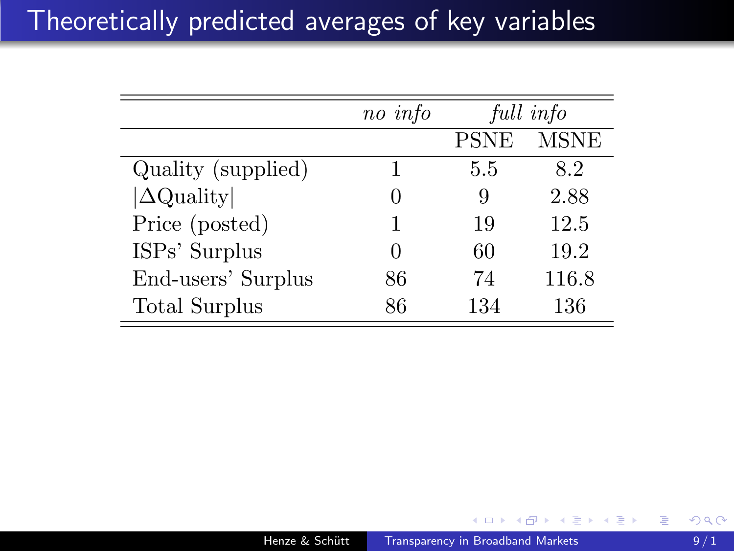# Theoretically predicted averages of key variables

| | *no info* | *full info* | |
|---|---|---|---|
| | | PSNE | MSNE |
| Quality (supplied) | 1 | 5.5 | 8.2 |
| $\lvert\Delta\text{Quality}\rvert$ | 0 | 9 | 2.88 |
| Price (posted) | 1 | 19 | 12.5 |
| ISPs' Surplus | 0 | 60 | 19.2 |
| End-users' Surplus | 86 | 74 | 116.8 |
| Total Surplus | 86 | 134 | 136 |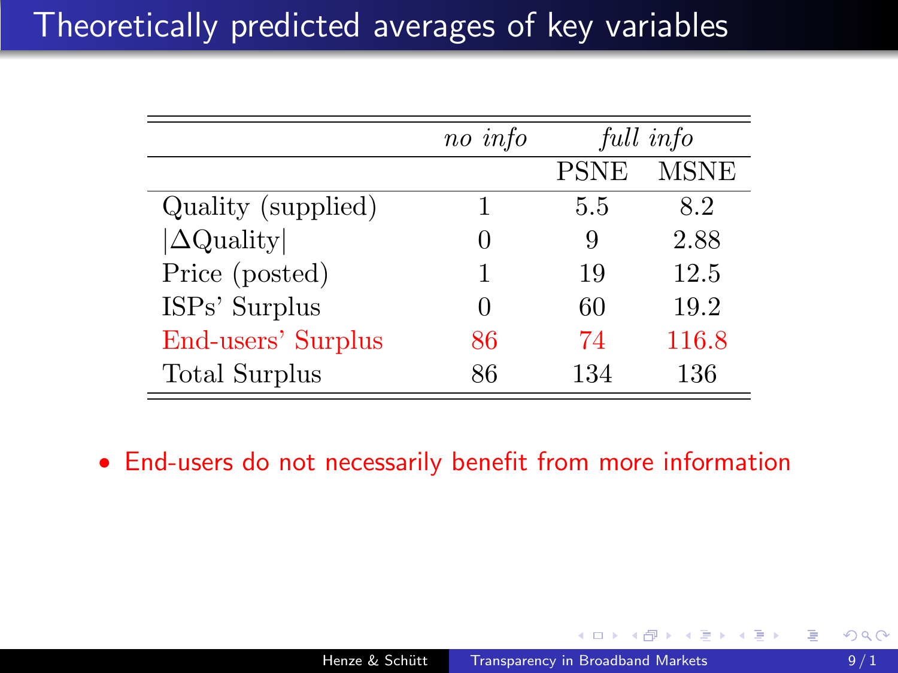# Theoretically predicted averages of key variables

| | *no info* | *full info* | |
|---|---|---|---|
| | | PSNE | MSNE |
| Quality (supplied) | 1 | 5.5 | 8.2 |
| $\lvert\Delta\text{Quality}\rvert$ | 0 | 9 | 2.88 |
| Price (posted) | 1 | 19 | 12.5 |
| ISPs' Surplus | 0 | 60 | 19.2 |
| End-users' Surplus | 86 | 74 | 116.8 |
| Total Surplus | 86 | 134 | 136 |

- End-users do not necessarily benefit from more information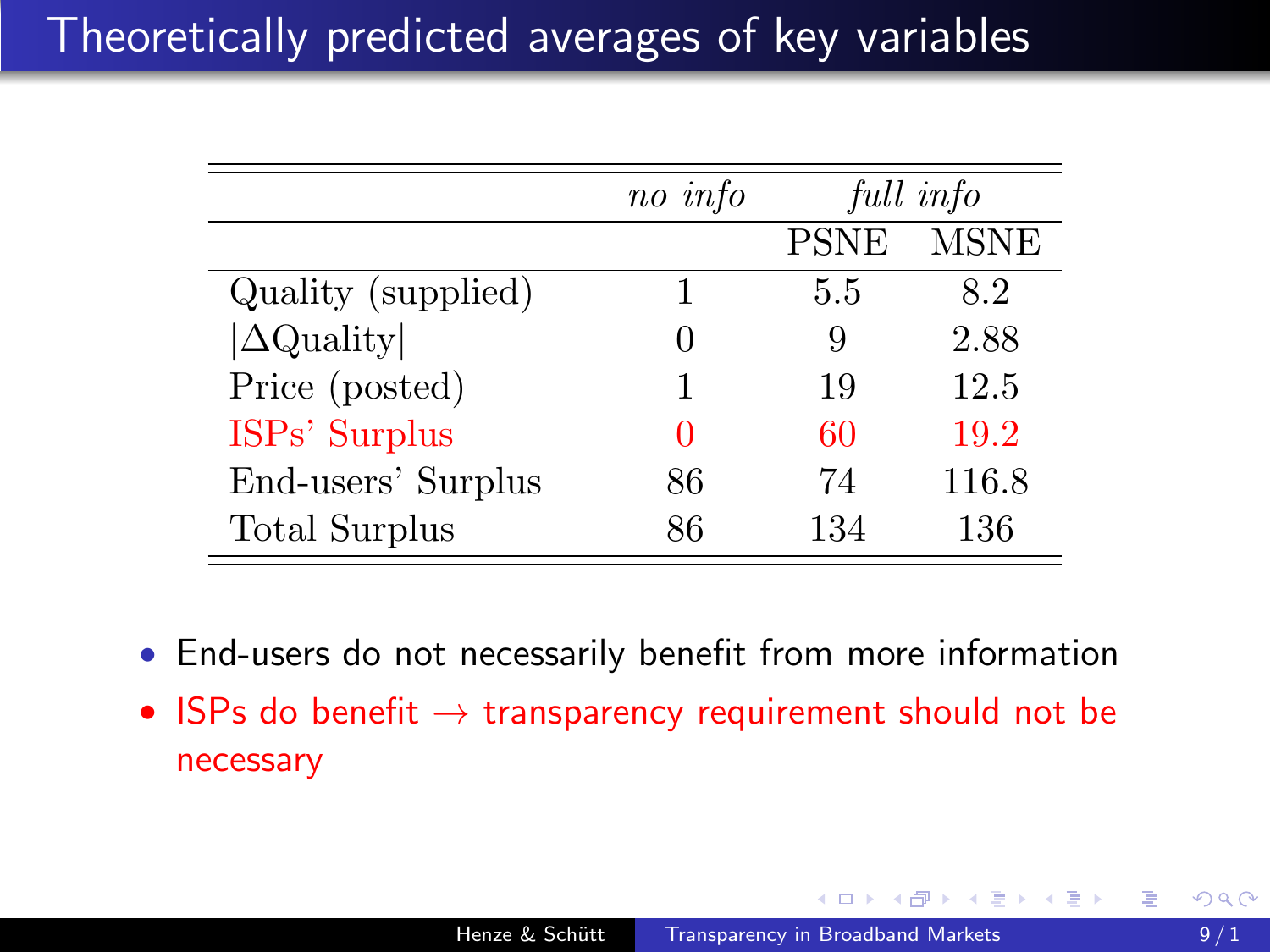# Theoretically predicted averages of key variables

| | *no info* | *full info* | |
|---|---|---|---|
| | | PSNE | MSNE |
| Quality (supplied) | 1 | 5.5 | 8.2 |
| $\|\Delta\text{Quality}\|$ | 0 | 9 | 2.88 |
| Price (posted) | 1 | 19 | 12.5 |
| ISPs' Surplus | 0 | 60 | 19.2 |
| End-users' Surplus | 86 | 74 | 116.8 |
| Total Surplus | 86 | 134 | 136 |

- End-users do not necessarily benefit from more information
- ISPs do benefit $\rightarrow$ transparency requirement should not be necessary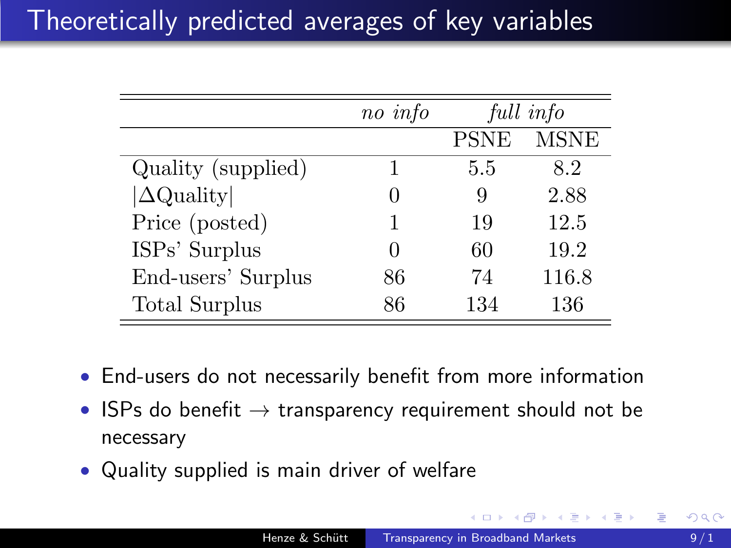# Theoretically predicted averages of key variables

| | *no info* | *full info* | |
|---|---|---|---|
| | | PSNE | MSNE |
| Quality (supplied) | 1 | 5.5 | 8.2 |
| $\lvert\Delta\text{Quality}\rvert$ | 0 | 9 | 2.88 |
| Price (posted) | 1 | 19 | 12.5 |
| ISPs' Surplus | 0 | 60 | 19.2 |
| End-users' Surplus | 86 | 74 | 116.8 |
| Total Surplus | 86 | 134 | 136 |

- End-users do not necessarily benefit from more information
- ISPs do benefit $\rightarrow$ transparency requirement should not be necessary
- Quality supplied is main driver of welfare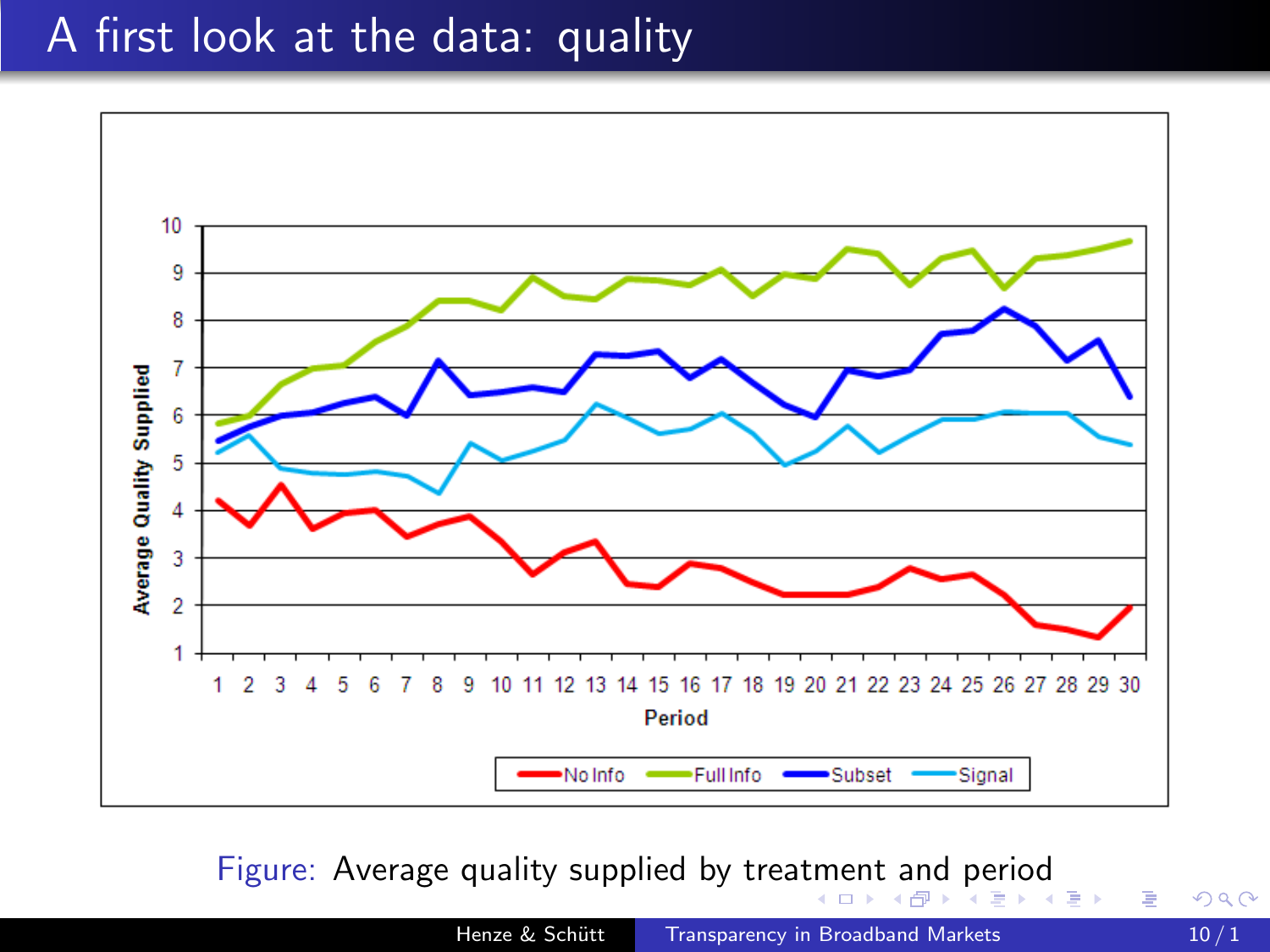# A first look at the data: quality

Figure: Average quality supplied by treatment and period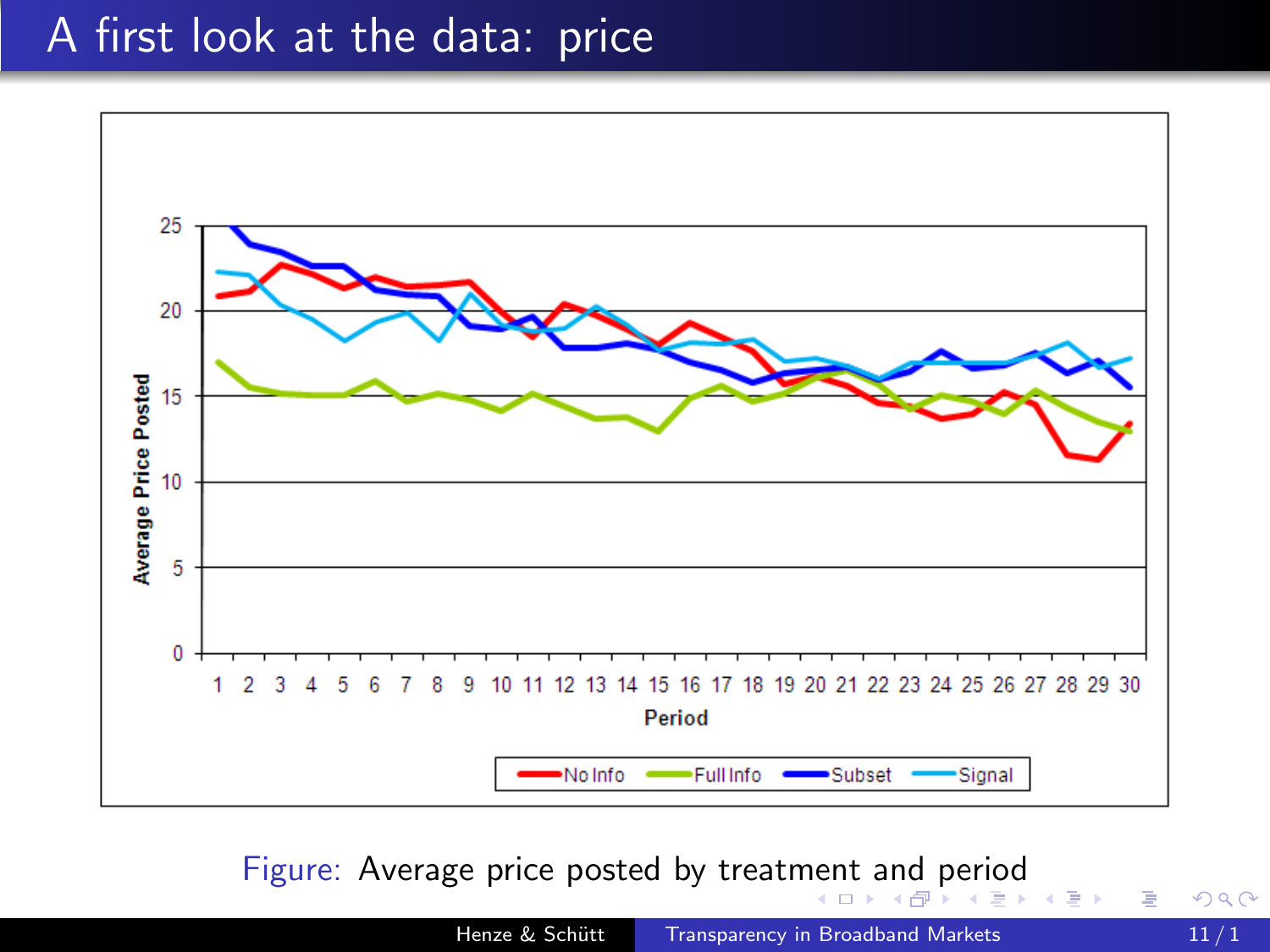# A first look at the data: price

Figure: Average price posted by treatment and period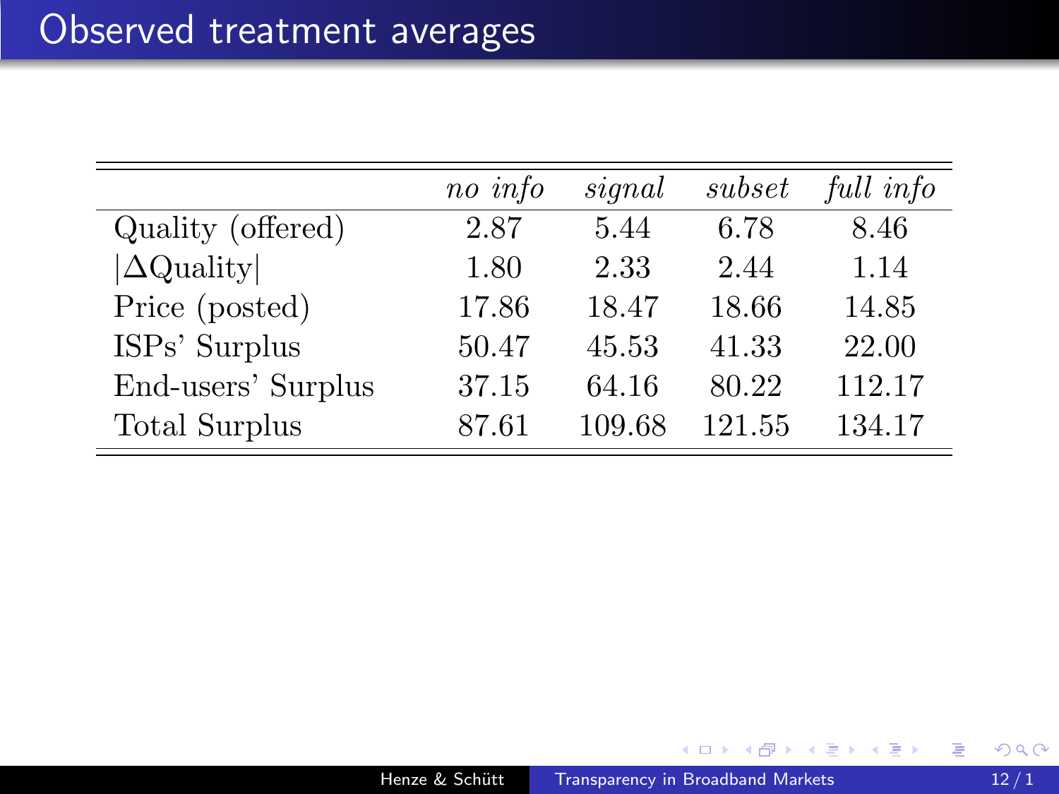# Observed treatment averages

| | *no info* | *signal* | *subset* | *full info* |
|---|---|---|---|---|
| Quality (offered) | 2.87 | 5.44 | 6.78 | 8.46 |
| $\|\Delta\text{Quality}\|$ | 1.80 | 2.33 | 2.44 | 1.14 |
| Price (posted) | 17.86 | 18.47 | 18.66 | 14.85 |
| ISPs' Surplus | 50.47 | 45.53 | 41.33 | 22.00 |
| End-users' Surplus | 37.15 | 64.16 | 80.22 | 112.17 |
| Total Surplus | 87.61 | 109.68 | 121.55 | 134.17 |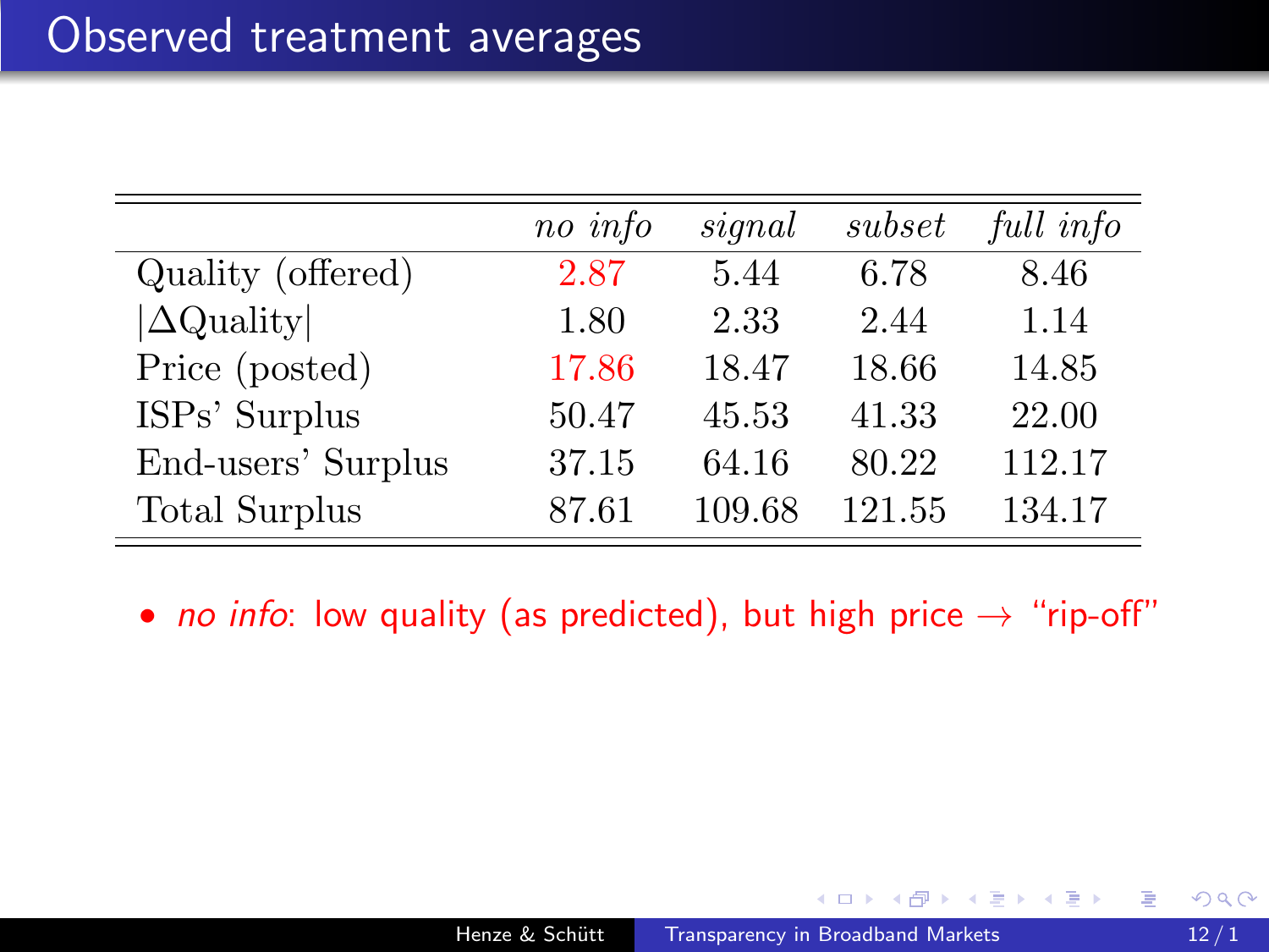# Observed treatment averages

| | *no info* | *signal* | *subset* | *full info* |
|---|---|---|---|---|
| Quality (offered) | 2.87 | 5.44 | 6.78 | 8.46 |
| $\|\Delta\text{Quality}\|$ | 1.80 | 2.33 | 2.44 | 1.14 |
| Price (posted) | 17.86 | 18.47 | 18.66 | 14.85 |
| ISPs' Surplus | 50.47 | 45.53 | 41.33 | 22.00 |
| End-users' Surplus | 37.15 | 64.16 | 80.22 | 112.17 |
| Total Surplus | 87.61 | 109.68 | 121.55 | 134.17 |

- *no info*: low quality (as predicted), but high price → "rip-off"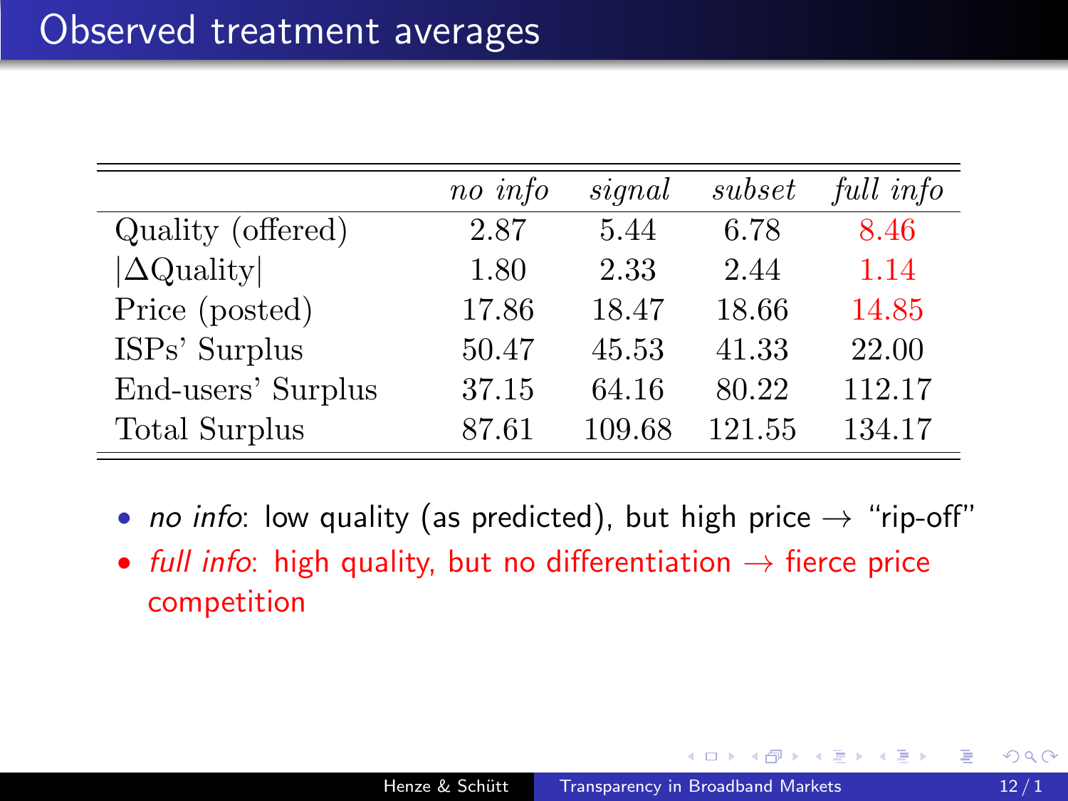# Observed treatment averages

| | *no info* | *signal* | *subset* | *full info* |
|---|---|---|---|---|
| Quality (offered) | 2.87 | 5.44 | 6.78 | 8.46 |
| $\lvert\Delta\text{Quality}\rvert$ | 1.80 | 2.33 | 2.44 | 1.14 |
| Price (posted) | 17.86 | 18.47 | 18.66 | 14.85 |
| ISPs' Surplus | 50.47 | 45.53 | 41.33 | 22.00 |
| End-users' Surplus | 37.15 | 64.16 | 80.22 | 112.17 |
| Total Surplus | 87.61 | 109.68 | 121.55 | 134.17 |

- *no info*: low quality (as predicted), but high price → "rip-off"
- *full info*: high quality, but no differentiation → fierce price competition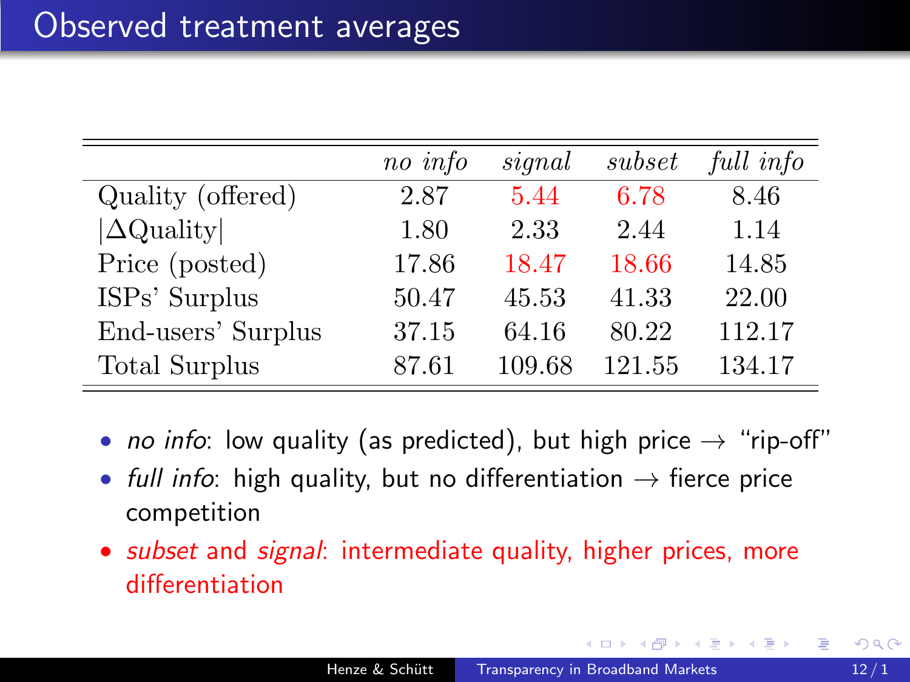# Observed treatment averages

| | *no info* | *signal* | *subset* | *full info* |
|---|---|---|---|---|
| Quality (offered) | 2.87 | 5.44 | 6.78 | 8.46 |
| $\lvert\Delta\text{Quality}\rvert$ | 1.80 | 2.33 | 2.44 | 1.14 |
| Price (posted) | 17.86 | 18.47 | 18.66 | 14.85 |
| ISPs' Surplus | 50.47 | 45.53 | 41.33 | 22.00 |
| End-users' Surplus | 37.15 | 64.16 | 80.22 | 112.17 |
| Total Surplus | 87.61 | 109.68 | 121.55 | 134.17 |

- *no info*: low quality (as predicted), but high price → "rip-off"
- *full info*: high quality, but no differentiation → fierce price competition
- *subset* and *signal*: intermediate quality, higher prices, more differentiation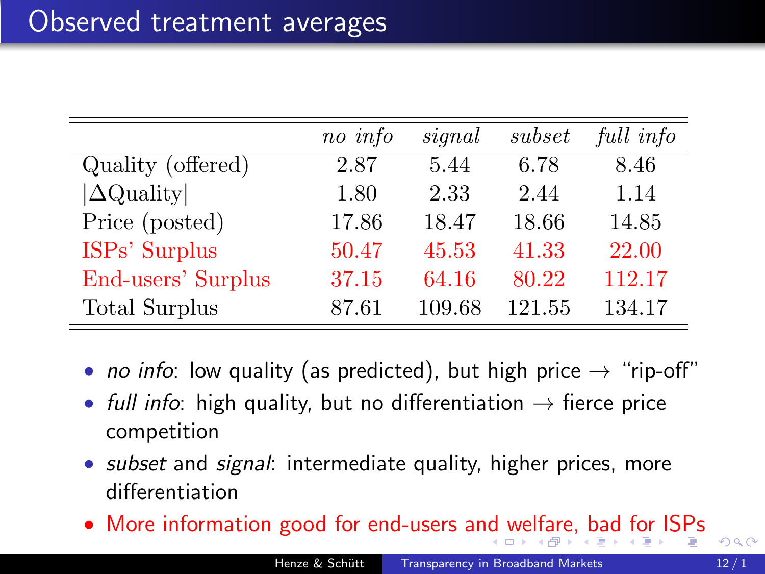# Observed treatment averages

| | *no info* | *signal* | *subset* | *full info* |
|---|---|---|---|---|
| Quality (offered) | 2.87 | 5.44 | 6.78 | 8.46 |
| $\|\Delta\text{Quality}\|$ | 1.80 | 2.33 | 2.44 | 1.14 |
| Price (posted) | 17.86 | 18.47 | 18.66 | 14.85 |
| ISPs' Surplus | 50.47 | 45.53 | 41.33 | 22.00 |
| End-users' Surplus | 37.15 | 64.16 | 80.22 | 112.17 |
| Total Surplus | 87.61 | 109.68 | 121.55 | 134.17 |

- *no info*: low quality (as predicted), but high price → "rip-off"
- *full info*: high quality, but no differentiation → fierce price competition
- *subset* and *signal*: intermediate quality, higher prices, more differentiation
- More information good for end-users and welfare, bad for ISPs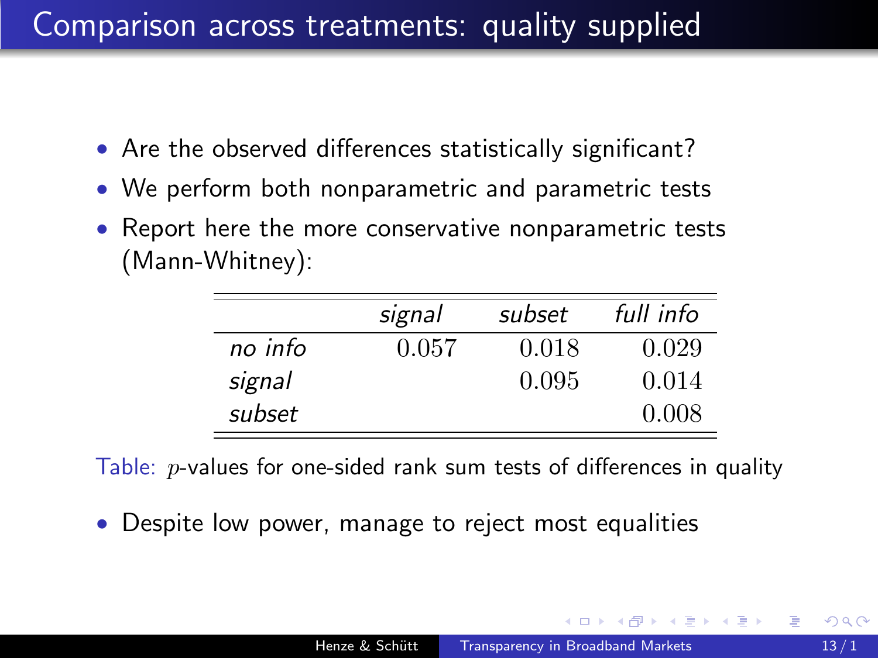# Comparison across treatments: quality supplied

- Are the observed differences statistically significant?
- We perform both nonparametric and parametric tests
- Report here the more conservative nonparametric tests (Mann-Whitney):

| | *signal* | *subset* | *full info* |
|---|---|---|---|
| *no info* | 0.057 | 0.018 | 0.029 |
| *signal* | | 0.095 | 0.014 |
| *subset* | | | 0.008 |

Table: $p$-values for one-sided rank sum tests of differences in quality

- Despite low power, manage to reject most equalities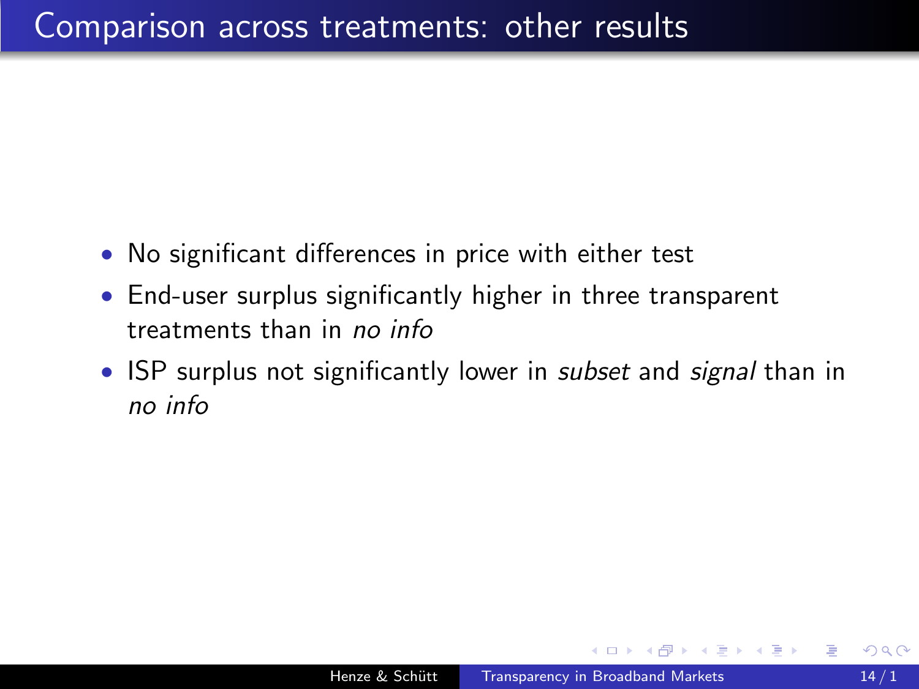# Comparison across treatments: other results

- No significant differences in price with either test
- End-user surplus significantly higher in three transparent treatments than in *no info*
- ISP surplus not significantly lower in *subset* and *signal* than in *no info*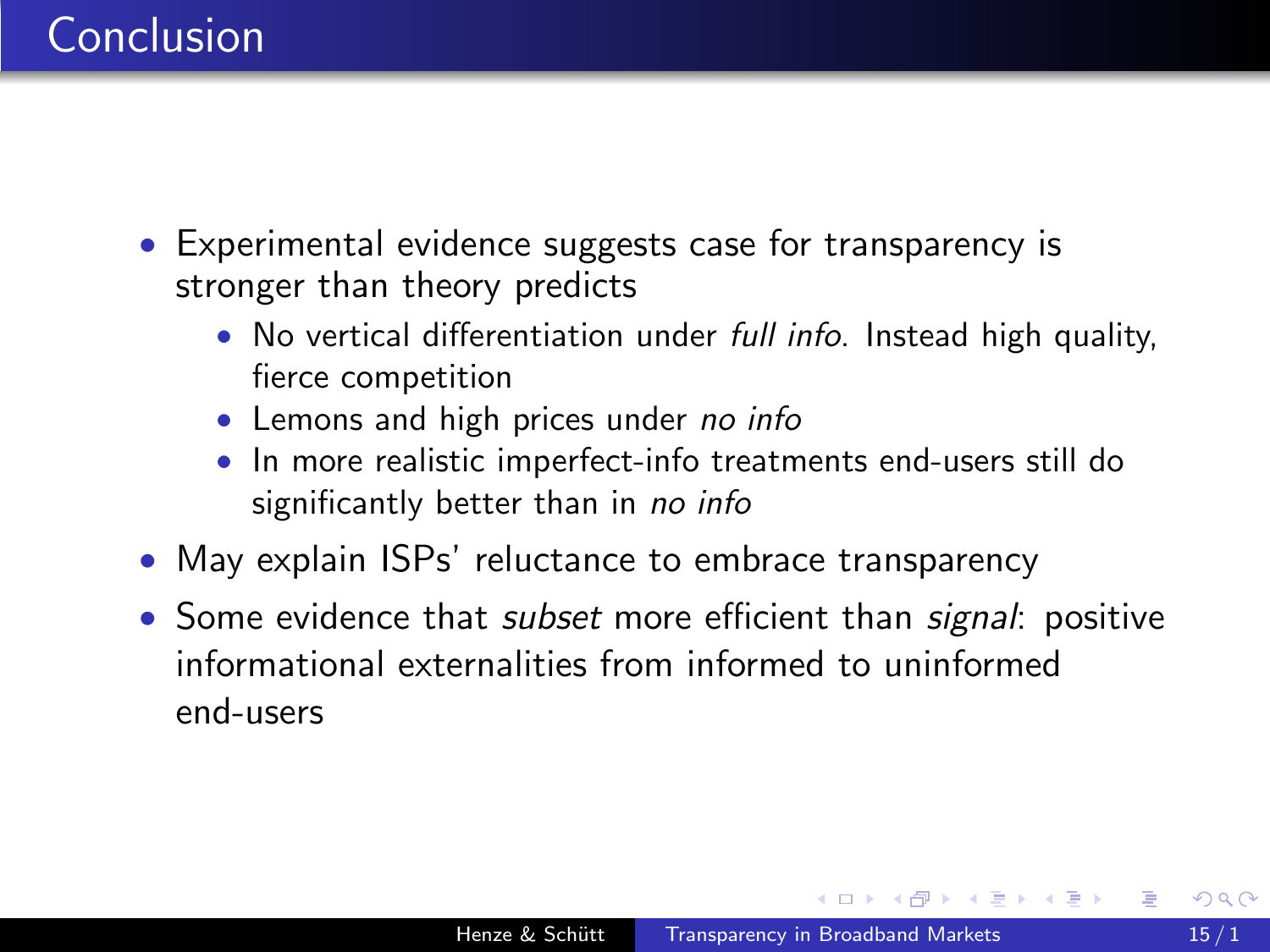# Conclusion

- Experimental evidence suggests case for transparency is stronger than theory predicts
  - No vertical differentiation under *full info*. Instead high quality, fierce competition
  - Lemons and high prices under *no info*
  - In more realistic imperfect-info treatments end-users still do significantly better than in *no info*
- May explain ISPs' reluctance to embrace transparency
- Some evidence that *subset* more efficient than *signal*: positive informational externalities from informed to uninformed end-users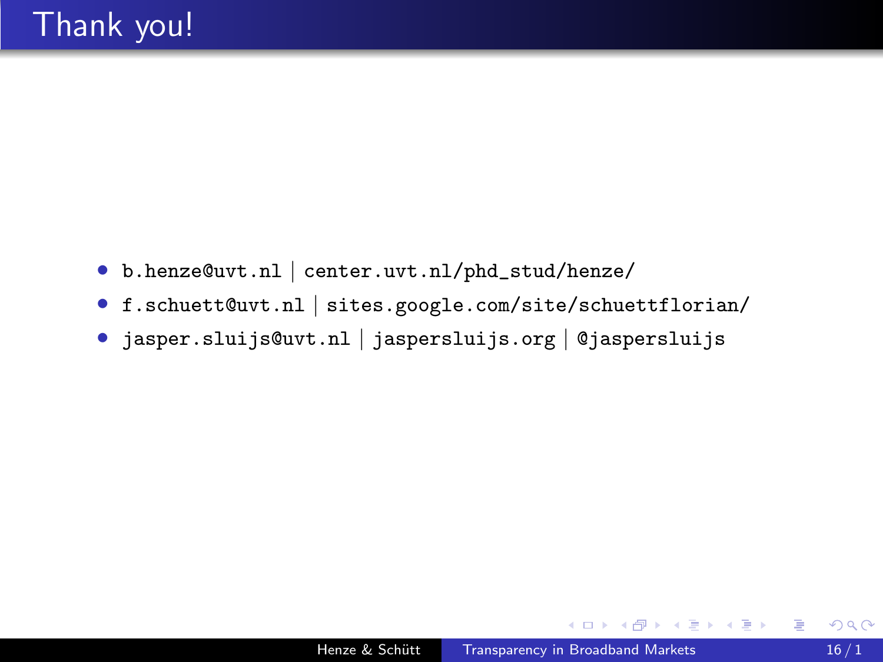# Thank you!

- b.henze@uvt.nl | center.uvt.nl/phd_stud/henze/
- f.schuett@uvt.nl | sites.google.com/site/schuettflorian/
- jasper.sluijs@uvt.nl | jaspersluijs.org | @jaspersluijs